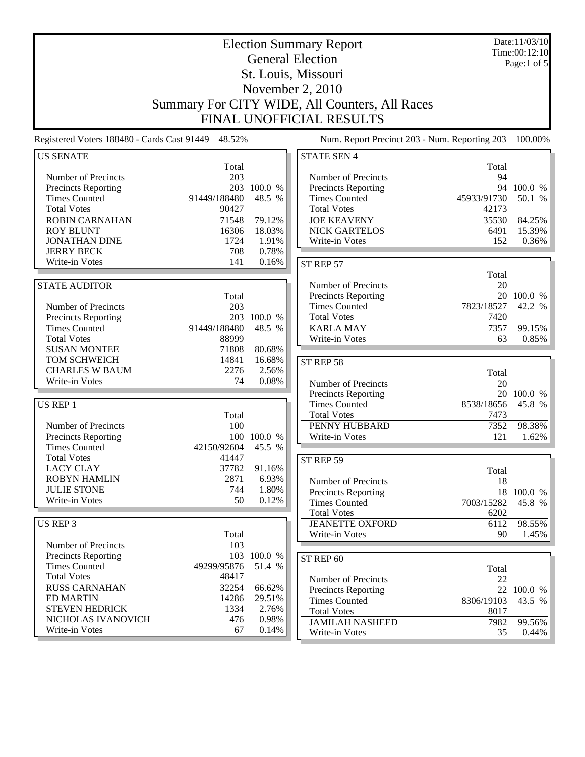# Election Summary Report

## General Election

## St. Louis, Missouri

## November 2, 2010

## Summary For CITY WIDE, All Counters, All Races

## FINAL UNOFFICIAL RESULTS

Date:11/03/10
Time:00:12:10

Registered Voters 188480 - Cards Cast 91449 48.52%

Num. Report Precinct 203 - Num. Reporting 203 100.00%

### US SENATE

| | Total | |
|---|---|---|
| Number of Precincts | 203 | |
| Precincts Reporting | 203 | 100.0 % |
| Times Counted | 91449/188480 | 48.5 % |
| Total Votes | 90427 | |
| ROBIN CARNAHAN | 71548 | 79.12% |
| ROY BLUNT | 16306 | 18.03% |
| JONATHAN DINE | 1724 | 1.91% |
| JERRY BECK | 708 | 0.78% |
| Write-in Votes | 141 | 0.16% |

### STATE AUDITOR

| | Total | |
|---|---|---|
| Number of Precincts | 203 | |
| Precincts Reporting | 203 | 100.0 % |
| Times Counted | 91449/188480 | 48.5 % |
| Total Votes | 88999 | |
| SUSAN MONTEE | 71808 | 80.68% |
| TOM SCHWEICH | 14841 | 16.68% |
| CHARLES W BAUM | 2276 | 2.56% |
| Write-in Votes | 74 | 0.08% |

### US REP 1

| | Total | |
|---|---|---|
| Number of Precincts | 100 | |
| Precincts Reporting | 100 | 100.0 % |
| Times Counted | 42150/92604 | 45.5 % |
| Total Votes | 41447 | |
| LACY CLAY | 37782 | 91.16% |
| ROBYN HAMLIN | 2871 | 6.93% |
| JULIE STONE | 744 | 1.80% |
| Write-in Votes | 50 | 0.12% |

### US REP 3

| | Total | |
|---|---|---|
| Number of Precincts | 103 | |
| Precincts Reporting | 103 | 100.0 % |
| Times Counted | 49299/95876 | 51.4 % |
| Total Votes | 48417 | |
| RUSS CARNAHAN | 32254 | 66.62% |
| ED MARTIN | 14286 | 29.51% |
| STEVEN HEDRICK | 1334 | 2.76% |
| NICHOLAS IVANOVICH | 476 | 0.98% |
| Write-in Votes | 67 | 0.14% |

### STATE SEN 4

| | Total | |
|---|---|---|
| Number of Precincts | 94 | |
| Precincts Reporting | 94 | 100.0 % |
| Times Counted | 45933/91730 | 50.1 % |
| Total Votes | 42173 | |
| JOE KEAVENY | 35530 | 84.25% |
| NICK GARTELOS | 6491 | 15.39% |
| Write-in Votes | 152 | 0.36% |

### ST REP 57

| | Total | |
|---|---|---|
| Number of Precincts | 20 | |
| Precincts Reporting | 20 | 100.0 % |
| Times Counted | 7823/18527 | 42.2 % |
| Total Votes | 7420 | |
| KARLA MAY | 7357 | 99.15% |
| Write-in Votes | 63 | 0.85% |

### ST REP 58

| | Total | |
|---|---|---|
| Number of Precincts | 20 | |
| Precincts Reporting | 20 | 100.0 % |
| Times Counted | 8538/18656 | 45.8 % |
| Total Votes | 7473 | |
| PENNY HUBBARD | 7352 | 98.38% |
| Write-in Votes | 121 | 1.62% |

### ST REP 59

| | Total | |
|---|---|---|
| Number of Precincts | 18 | |
| Precincts Reporting | 18 | 100.0 % |
| Times Counted | 7003/15282 | 45.8 % |
| Total Votes | 6202 | |
| JEANETTE OXFORD | 6112 | 98.55% |
| Write-in Votes | 90 | 1.45% |

### ST REP 60

| | Total | |
|---|---|---|
| Number of Precincts | 22 | |
| Precincts Reporting | 22 | 100.0 % |
| Times Counted | 8306/19103 | 43.5 % |
| Total Votes | 8017 | |
| JAMILAH NASHEED | 7982 | 99.56% |
| Write-in Votes | 35 | 0.44% |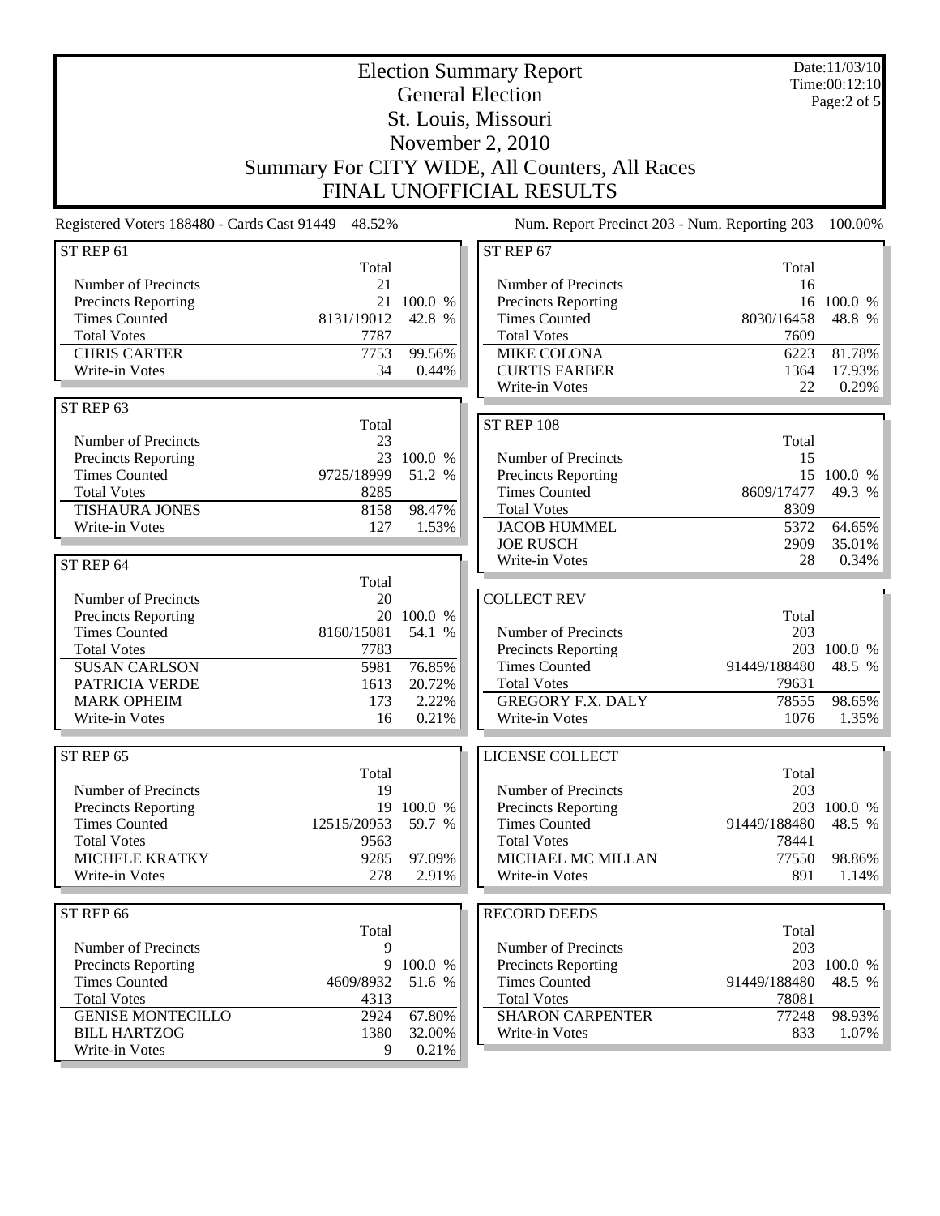# Election Summary Report

## General Election

## St. Louis, Missouri

## November 2, 2010

## Summary For CITY WIDE, All Counters, All Races

## FINAL UNOFFICIAL RESULTS

Date:11/03/10
Time:00:12:10

Registered Voters 188480 - Cards Cast 91449 48.52%

Num. Report Precinct 203 - Num. Reporting 203 100.00%

### ST REP 61

| | Total | |
|---|---|---|
| Number of Precincts | 21 | |
| Precincts Reporting | 21 | 100.0 % |
| Times Counted | 8131/19012 | 42.8 % |
| Total Votes | 7787 | |
| CHRIS CARTER | 7753 | 99.56% |
| Write-in Votes | 34 | 0.44% |

### ST REP 63

| | Total | |
|---|---|---|
| Number of Precincts | 23 | |
| Precincts Reporting | 23 | 100.0 % |
| Times Counted | 9725/18999 | 51.2 % |
| Total Votes | 8285 | |
| TISHAURA JONES | 8158 | 98.47% |
| Write-in Votes | 127 | 1.53% |

### ST REP 64

| | Total | |
|---|---|---|
| Number of Precincts | 20 | |
| Precincts Reporting | 20 | 100.0 % |
| Times Counted | 8160/15081 | 54.1 % |
| Total Votes | 7783 | |
| SUSAN CARLSON | 5981 | 76.85% |
| PATRICIA VERDE | 1613 | 20.72% |
| MARK OPHEIM | 173 | 2.22% |
| Write-in Votes | 16 | 0.21% |

### ST REP 65

| | Total | |
|---|---|---|
| Number of Precincts | 19 | |
| Precincts Reporting | 19 | 100.0 % |
| Times Counted | 12515/20953 | 59.7 % |
| Total Votes | 9563 | |
| MICHELE KRATKY | 9285 | 97.09% |
| Write-in Votes | 278 | 2.91% |

### ST REP 66

| | Total | |
|---|---|---|
| Number of Precincts | 9 | |
| Precincts Reporting | 9 | 100.0 % |
| Times Counted | 4609/8932 | 51.6 % |
| Total Votes | 4313 | |
| GENISE MONTECILLO | 2924 | 67.80% |
| BILL HARTZOG | 1380 | 32.00% |
| Write-in Votes | 9 | 0.21% |

### ST REP 67

| | Total | |
|---|---|---|
| Number of Precincts | 16 | |
| Precincts Reporting | 16 | 100.0 % |
| Times Counted | 8030/16458 | 48.8 % |
| Total Votes | 7609 | |
| MIKE COLONA | 6223 | 81.78% |
| CURTIS FARBER | 1364 | 17.93% |
| Write-in Votes | 22 | 0.29% |

### ST REP 108

| | Total | |
|---|---|---|
| Number of Precincts | 15 | |
| Precincts Reporting | 15 | 100.0 % |
| Times Counted | 8609/17477 | 49.3 % |
| Total Votes | 8309 | |
| JACOB HUMMEL | 5372 | 64.65% |
| JOE RUSCH | 2909 | 35.01% |
| Write-in Votes | 28 | 0.34% |

### COLLECT REV

| | Total | |
|---|---|---|
| Number of Precincts | 203 | |
| Precincts Reporting | 203 | 100.0 % |
| Times Counted | 91449/188480 | 48.5 % |
| Total Votes | 79631 | |
| GREGORY F.X. DALY | 78555 | 98.65% |
| Write-in Votes | 1076 | 1.35% |

### LICENSE COLLECT

| | Total | |
|---|---|---|
| Number of Precincts | 203 | |
| Precincts Reporting | 203 | 100.0 % |
| Times Counted | 91449/188480 | 48.5 % |
| Total Votes | 78441 | |
| MICHAEL MC MILLAN | 77550 | 98.86% |
| Write-in Votes | 891 | 1.14% |

### RECORD DEEDS

| | Total | |
|---|---|---|
| Number of Precincts | 203 | |
| Precincts Reporting | 203 | 100.0 % |
| Times Counted | 91449/188480 | 48.5 % |
| Total Votes | 78081 | |
| SHARON CARPENTER | 77248 | 98.93% |
| Write-in Votes | 833 | 1.07% |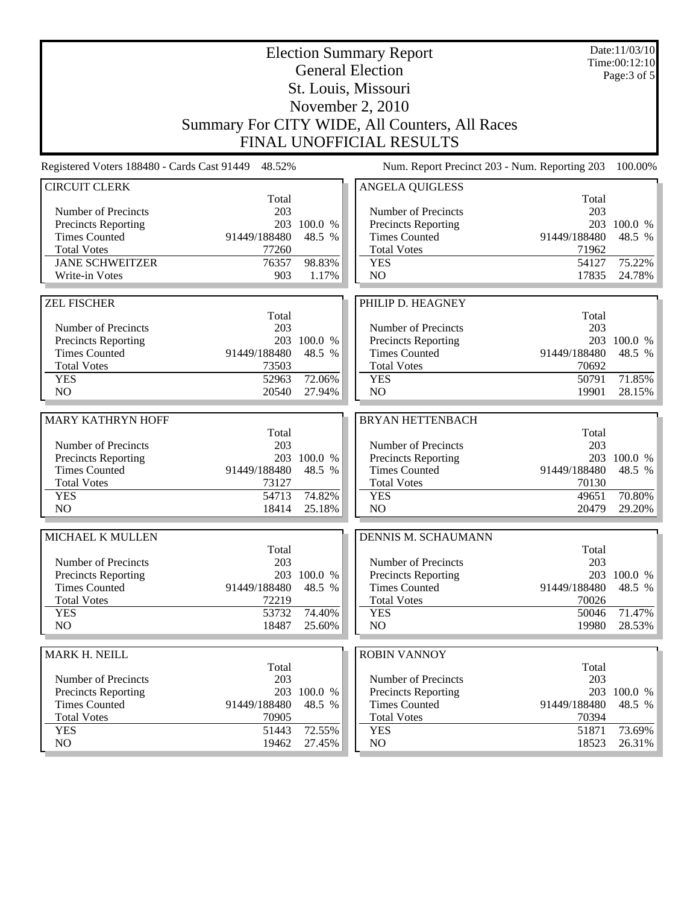# Election Summary Report
## General Election
## St. Louis, Missouri
## November 2, 2010
## Summary For CITY WIDE, All Counters, All Races
## FINAL UNOFFICIAL RESULTS

Date:11/03/10
Time:00:12:10

Registered Voters 188480 - Cards Cast 91449 48.52%

Num. Report Precinct 203 - Num. Reporting 203 100.00%

### CIRCUIT CLERK

| | Total | |
|---|---|---|
| Number of Precincts | 203 | |
| Precincts Reporting | 203 | 100.0 % |
| Times Counted | 91449/188480 | 48.5 % |
| Total Votes | 77260 | |
| JANE SCHWEITZER | 76357 | 98.83% |
| Write-in Votes | 903 | 1.17% |

### ZEL FISCHER

| | Total | |
|---|---|---|
| Number of Precincts | 203 | |
| Precincts Reporting | 203 | 100.0 % |
| Times Counted | 91449/188480 | 48.5 % |
| Total Votes | 73503 | |
| YES | 52963 | 72.06% |
| NO | 20540 | 27.94% |

### MARY KATHRYN HOFF

| | Total | |
|---|---|---|
| Number of Precincts | 203 | |
| Precincts Reporting | 203 | 100.0 % |
| Times Counted | 91449/188480 | 48.5 % |
| Total Votes | 73127 | |
| YES | 54713 | 74.82% |
| NO | 18414 | 25.18% |

### MICHAEL K MULLEN

| | Total | |
|---|---|---|
| Number of Precincts | 203 | |
| Precincts Reporting | 203 | 100.0 % |
| Times Counted | 91449/188480 | 48.5 % |
| Total Votes | 72219 | |
| YES | 53732 | 74.40% |
| NO | 18487 | 25.60% |

### MARK H. NEILL

| | Total | |
|---|---|---|
| Number of Precincts | 203 | |
| Precincts Reporting | 203 | 100.0 % |
| Times Counted | 91449/188480 | 48.5 % |
| Total Votes | 70905 | |
| YES | 51443 | 72.55% |
| NO | 19462 | 27.45% |

### ANGELA QUIGLESS

| | Total | |
|---|---|---|
| Number of Precincts | 203 | |
| Precincts Reporting | 203 | 100.0 % |
| Times Counted | 91449/188480 | 48.5 % |
| Total Votes | 71962 | |
| YES | 54127 | 75.22% |
| NO | 17835 | 24.78% |

### PHILIP D. HEAGNEY

| | Total | |
|---|---|---|
| Number of Precincts | 203 | |
| Precincts Reporting | 203 | 100.0 % |
| Times Counted | 91449/188480 | 48.5 % |
| Total Votes | 70692 | |
| YES | 50791 | 71.85% |
| NO | 19901 | 28.15% |

### BRYAN HETTENBACH

| | Total | |
|---|---|---|
| Number of Precincts | 203 | |
| Precincts Reporting | 203 | 100.0 % |
| Times Counted | 91449/188480 | 48.5 % |
| Total Votes | 70130 | |
| YES | 49651 | 70.80% |
| NO | 20479 | 29.20% |

### DENNIS M. SCHAUMANN

| | Total | |
|---|---|---|
| Number of Precincts | 203 | |
| Precincts Reporting | 203 | 100.0 % |
| Times Counted | 91449/188480 | 48.5 % |
| Total Votes | 70026 | |
| YES | 50046 | 71.47% |
| NO | 19980 | 28.53% |

### ROBIN VANNOY

| | Total | |
|---|---|---|
| Number of Precincts | 203 | |
| Precincts Reporting | 203 | 100.0 % |
| Times Counted | 91449/188480 | 48.5 % |
| Total Votes | 70394 | |
| YES | 51871 | 73.69% |
| NO | 18523 | 26.31% |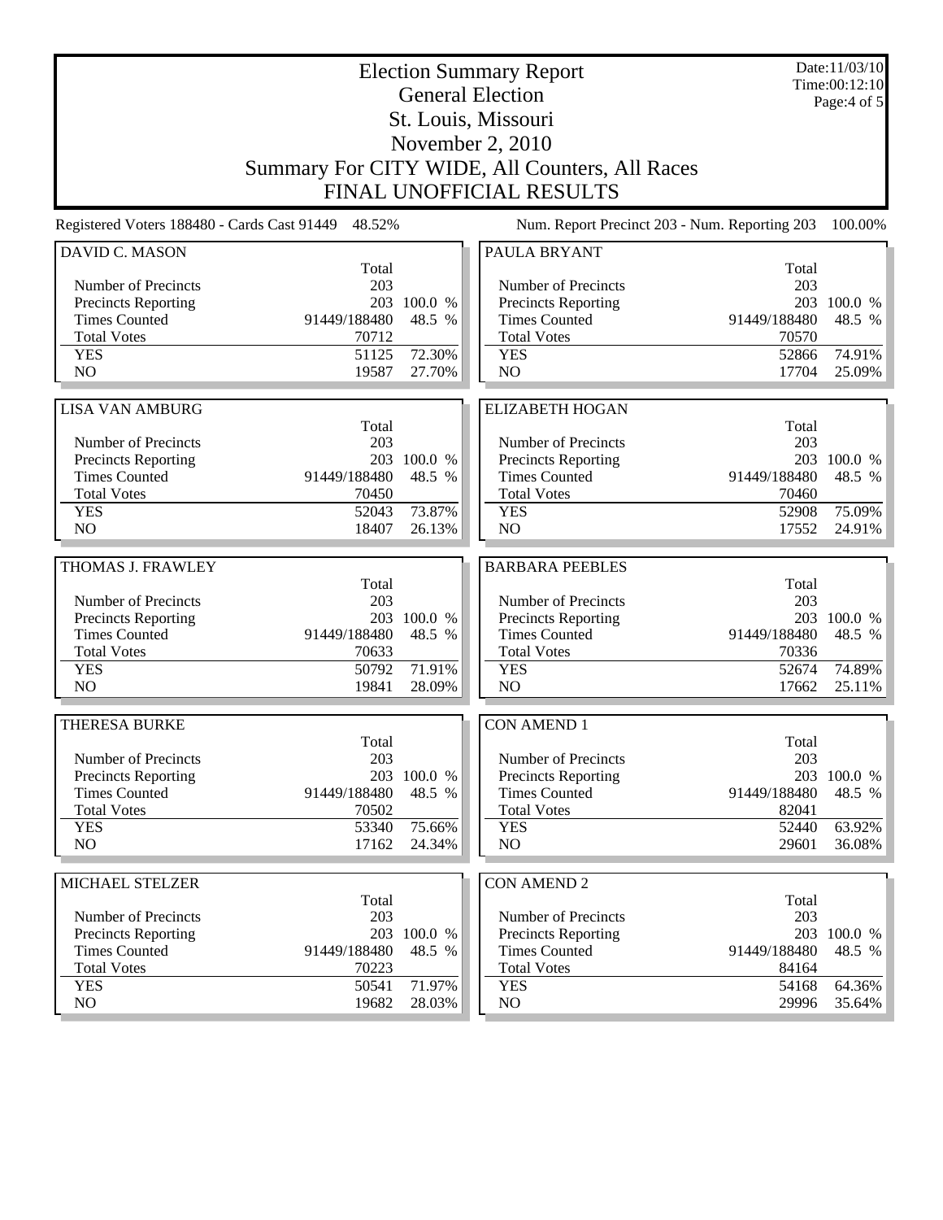# Election Summary Report

## General Election

## St. Louis, Missouri

## November 2, 2010

## Summary For CITY WIDE, All Counters, All Races

## FINAL UNOFFICIAL RESULTS

Date:11/03/10
Time:00:12:10

Registered Voters 188480 - Cards Cast 91449 48.52%

Num. Report Precinct 203 - Num. Reporting 203 100.00%

### DAVID C. MASON

| | Total | |
|---|---|---|
| Number of Precincts | 203 | |
| Precincts Reporting | 203 | 100.0 % |
| Times Counted | 91449/188480 | 48.5 % |
| Total Votes | 70712 | |
| YES | 51125 | 72.30% |
| NO | 19587 | 27.70% |

### LISA VAN AMBURG

| | Total | |
|---|---|---|
| Number of Precincts | 203 | |
| Precincts Reporting | 203 | 100.0 % |
| Times Counted | 91449/188480 | 48.5 % |
| Total Votes | 70450 | |
| YES | 52043 | 73.87% |
| NO | 18407 | 26.13% |

### THOMAS J. FRAWLEY

| | Total | |
|---|---|---|
| Number of Precincts | 203 | |
| Precincts Reporting | 203 | 100.0 % |
| Times Counted | 91449/188480 | 48.5 % |
| Total Votes | 70633 | |
| YES | 50792 | 71.91% |
| NO | 19841 | 28.09% |

### THERESA BURKE

| | Total | |
|---|---|---|
| Number of Precincts | 203 | |
| Precincts Reporting | 203 | 100.0 % |
| Times Counted | 91449/188480 | 48.5 % |
| Total Votes | 70502 | |
| YES | 53340 | 75.66% |
| NO | 17162 | 24.34% |

### MICHAEL STELZER

| | Total | |
|---|---|---|
| Number of Precincts | 203 | |
| Precincts Reporting | 203 | 100.0 % |
| Times Counted | 91449/188480 | 48.5 % |
| Total Votes | 70223 | |
| YES | 50541 | 71.97% |
| NO | 19682 | 28.03% |

### PAULA BRYANT

| | Total | |
|---|---|---|
| Number of Precincts | 203 | |
| Precincts Reporting | 203 | 100.0 % |
| Times Counted | 91449/188480 | 48.5 % |
| Total Votes | 70570 | |
| YES | 52866 | 74.91% |
| NO | 17704 | 25.09% |

### ELIZABETH HOGAN

| | Total | |
|---|---|---|
| Number of Precincts | 203 | |
| Precincts Reporting | 203 | 100.0 % |
| Times Counted | 91449/188480 | 48.5 % |
| Total Votes | 70460 | |
| YES | 52908 | 75.09% |
| NO | 17552 | 24.91% |

### BARBARA PEEBLES

| | Total | |
|---|---|---|
| Number of Precincts | 203 | |
| Precincts Reporting | 203 | 100.0 % |
| Times Counted | 91449/188480 | 48.5 % |
| Total Votes | 70336 | |
| YES | 52674 | 74.89% |
| NO | 17662 | 25.11% |

### CON AMEND 1

| | Total | |
|---|---|---|
| Number of Precincts | 203 | |
| Precincts Reporting | 203 | 100.0 % |
| Times Counted | 91449/188480 | 48.5 % |
| Total Votes | 82041 | |
| YES | 52440 | 63.92% |
| NO | 29601 | 36.08% |

### CON AMEND 2

| | Total | |
|---|---|---|
| Number of Precincts | 203 | |
| Precincts Reporting | 203 | 100.0 % |
| Times Counted | 91449/188480 | 48.5 % |
| Total Votes | 84164 | |
| YES | 54168 | 64.36% |
| NO | 29996 | 35.64% |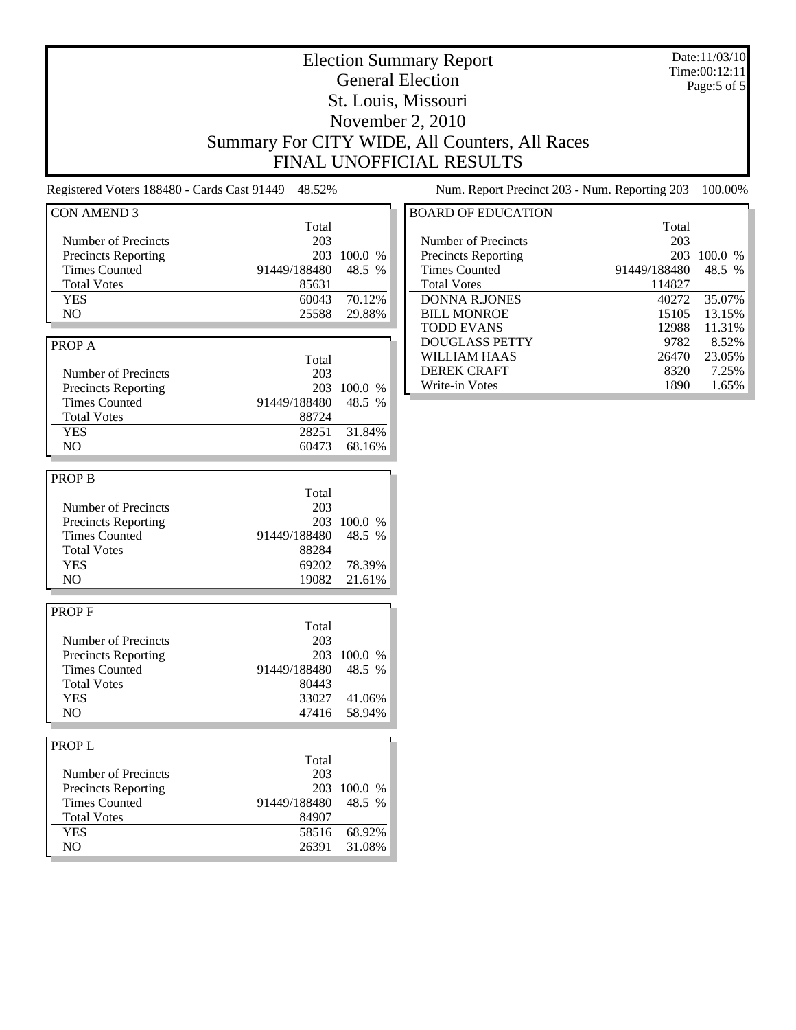# Election Summary Report

## General Election

## St. Louis, Missouri

## November 2, 2010

## Summary For CITY WIDE, All Counters, All Races

## FINAL UNOFFICIAL RESULTS

Date:11/03/10
Time:00:12:11

Registered Voters 188480 - Cards Cast 91449 48.52%

Num. Report Precinct 203 - Num. Reporting 203 100.00%

### CON AMEND 3

| | Total | |
|---|---|---|
| Number of Precincts | 203 | |
| Precincts Reporting | 203 | 100.0 % |
| Times Counted | 91449/188480 | 48.5 % |
| Total Votes | 85631 | |
| YES | 60043 | 70.12% |
| NO | 25588 | 29.88% |

### PROP A

| | Total | |
|---|---|---|
| Number of Precincts | 203 | |
| Precincts Reporting | 203 | 100.0 % |
| Times Counted | 91449/188480 | 48.5 % |
| Total Votes | 88724 | |
| YES | 28251 | 31.84% |
| NO | 60473 | 68.16% |

### PROP B

| | Total | |
|---|---|---|
| Number of Precincts | 203 | |
| Precincts Reporting | 203 | 100.0 % |
| Times Counted | 91449/188480 | 48.5 % |
| Total Votes | 88284 | |
| YES | 69202 | 78.39% |
| NO | 19082 | 21.61% |

### PROP F

| | Total | |
|---|---|---|
| Number of Precincts | 203 | |
| Precincts Reporting | 203 | 100.0 % |
| Times Counted | 91449/188480 | 48.5 % |
| Total Votes | 80443 | |
| YES | 33027 | 41.06% |
| NO | 47416 | 58.94% |

### PROP L

| | Total | |
|---|---|---|
| Number of Precincts | 203 | |
| Precincts Reporting | 203 | 100.0 % |
| Times Counted | 91449/188480 | 48.5 % |
| Total Votes | 84907 | |
| YES | 58516 | 68.92% |
| NO | 26391 | 31.08% |

### BOARD OF EDUCATION

| | Total | |
|---|---|---|
| Number of Precincts | 203 | |
| Precincts Reporting | 203 | 100.0 % |
| Times Counted | 91449/188480 | 48.5 % |
| Total Votes | 114827 | |
| DONNA R.JONES | 40272 | 35.07% |
| BILL MONROE | 15105 | 13.15% |
| TODD EVANS | 12988 | 11.31% |
| DOUGLASS PETTY | 9782 | 8.52% |
| WILLIAM HAAS | 26470 | 23.05% |
| DEREK CRAFT | 8320 | 7.25% |
| Write-in Votes | 1890 | 1.65% |